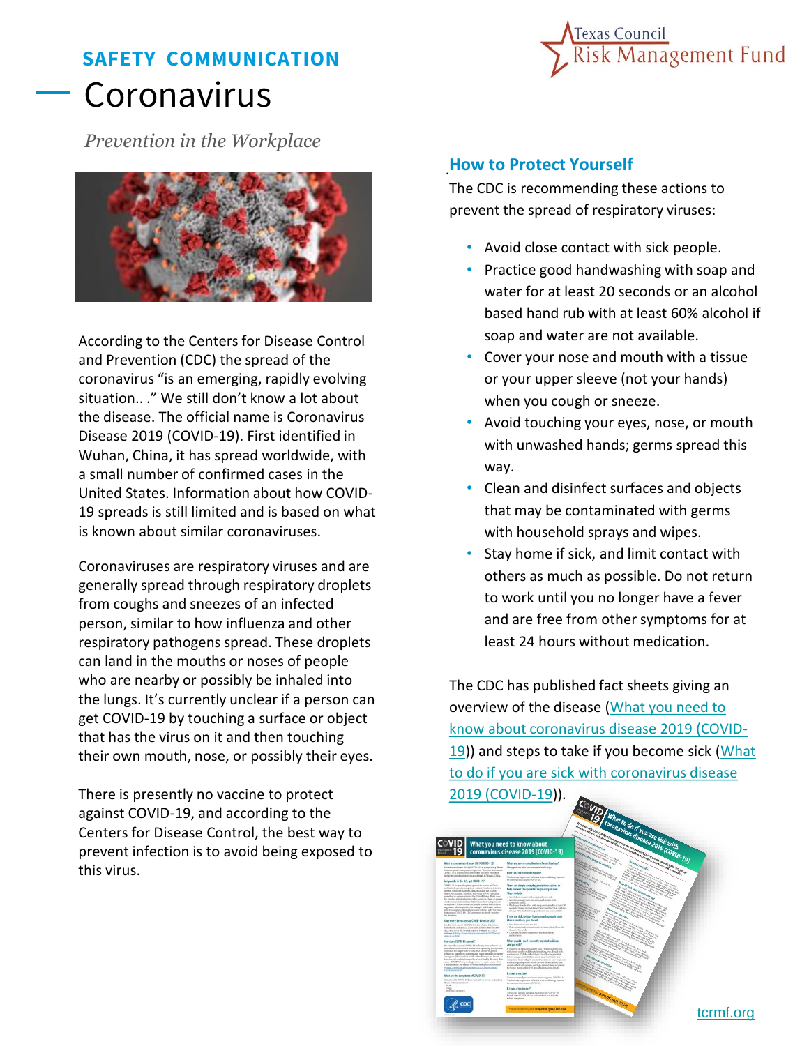**SAFETY COMMUNICATION**

Texas Council Risk Management Fund

# Coronavirus

*Prevention in the Workplace*

According to the Centers for Disease Control and Prevention (CDC) the spread of the coronavirus "is an emerging, rapidly evolving situation.. ." We still don't know a lot about the disease. The official name is Coronavirus Disease 2019 (COVID-19). First identified in Wuhan, China, it has spread worldwide, with a small number of confirmed cases in the United States. Information about how COVID-19 spreads is still limited and is based on what is known about similar coronaviruses.

Coronaviruses are respiratory viruses and are generally spread through respiratory droplets from coughs and sneezes of an infected person, similar to how influenza and other respiratory pathogens spread. These droplets can land in the mouths or noses of people who are nearby or possibly be inhaled into the lungs. It's currently unclear if a person can get COVID-19 by touching a surface or object that has the virus on it and then touching their own mouth, nose, or possibly their eyes.

There is presently no vaccine to protect against COVID-19, and according to the Centers for Disease Control, the best way to prevent infection is to avoid being exposed to this virus.

## How to Protect Yourself

The CDC is recommending these actions to prevent the spread of respiratory viruses:

- Avoid close contact with sick people.
- Practice good handwashing with soap and water for at least 20 seconds or an alcohol based hand rub with at least 60% alcohol if soap and water are not available.
- Cover your nose and mouth with a tissue or your upper sleeve (not your hands) when you cough or sneeze.
- Avoid touching your eyes, nose, or mouth with unwashed hands; germs spread this way.
- Clean and disinfect surfaces and objects that may be contaminated with germs with household sprays and wipes.
- Stay home if sick, and limit contact with others as much as possible. Do not return to work until you no longer have a fever and are free from other symptoms for at least 24 hours without medication.

The CDC has published fact sheets giving an overview of the disease (What you need to know about coronavirus disease 2019 (COVID-19)) and steps to take if you become sick (What to do if you are sick with coronavirus disease 2019 (COVID-19)).

tcrmf.org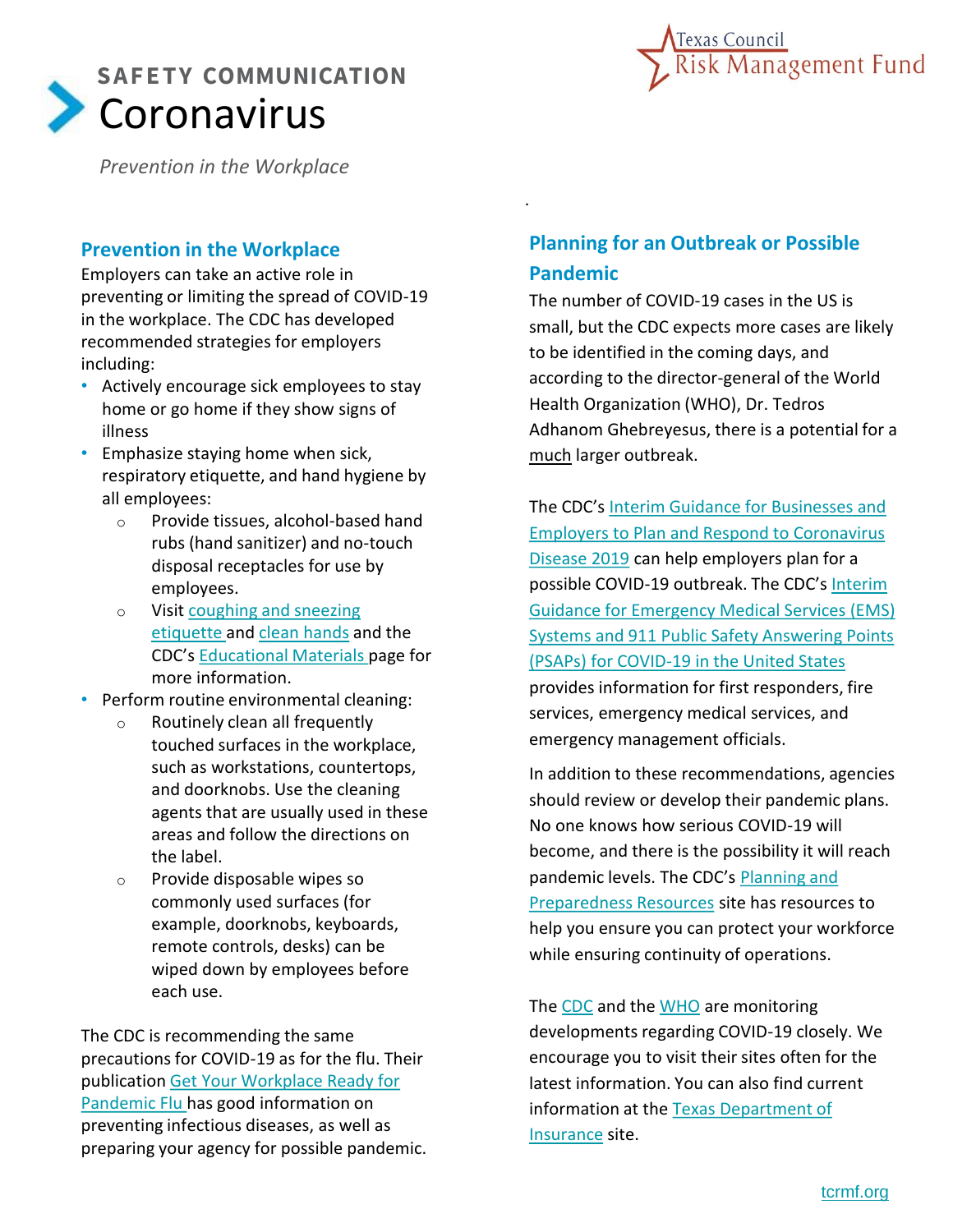# SAFETY COMMUNICATION
# Coronavirus

*Prevention in the Workplace*

Texas Council Risk Management Fund

## Prevention in the Workplace

Employers can take an active role in preventing or limiting the spread of COVID-19 in the workplace. The CDC has developed recommended strategies for employers including:

- Actively encourage sick employees to stay home or go home if they show signs of illness
- Emphasize staying home when sick, respiratory etiquette, and hand hygiene by all employees:
  - Provide tissues, alcohol-based hand rubs (hand sanitizer) and no-touch disposal receptacles for use by employees.
  - Visit coughing and sneezing etiquette and clean hands and the CDC's Educational Materials page for more information.
- Perform routine environmental cleaning:
  - Routinely clean all frequently touched surfaces in the workplace, such as workstations, countertops, and doorknobs. Use the cleaning agents that are usually used in these areas and follow the directions on the label.
  - Provide disposable wipes so commonly used surfaces (for example, doorknobs, keyboards, remote controls, desks) can be wiped down by employees before each use.

The CDC is recommending the same precautions for COVID-19 as for the flu. Their publication Get Your Workplace Ready for Pandemic Flu has good information on preventing infectious diseases, as well as preparing your agency for possible pandemic.

## Planning for an Outbreak or Possible Pandemic

The number of COVID-19 cases in the US is small, but the CDC expects more cases are likely to be identified in the coming days, and according to the director-general of the World Health Organization (WHO), Dr. Tedros Adhanom Ghebreyesus, there is a potential for a much larger outbreak.

The CDC's Interim Guidance for Businesses and Employers to Plan and Respond to Coronavirus Disease 2019 can help employers plan for a possible COVID-19 outbreak. The CDC's Interim Guidance for Emergency Medical Services (EMS) Systems and 911 Public Safety Answering Points (PSAPs) for COVID-19 in the United States provides information for first responders, fire services, emergency medical services, and emergency management officials.

In addition to these recommendations, agencies should review or develop their pandemic plans. No one knows how serious COVID-19 will become, and there is the possibility it will reach pandemic levels. The CDC's Planning and Preparedness Resources site has resources to help you ensure you can protect your workforce while ensuring continuity of operations.

The CDC and the WHO are monitoring developments regarding COVID-19 closely. We encourage you to visit their sites often for the latest information. You can also find current information at the Texas Department of Insurance site.

tcrmf.org